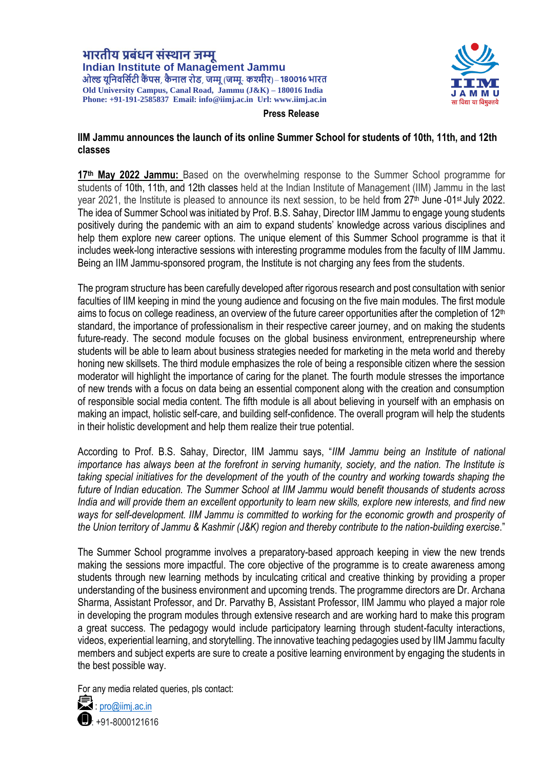भारतीय प्रबंधन संस्थान जम्मू
**Indian Institute of Management Jammu**
ओल्ड यूनिवर्सिटी कैंपस, कैनाल रोड, जम्मू (जम्मू- कश्मीर) – 180016 भारत
**Old University Campus, Canal Road, Jammu (J&K) – 180016 India**
**Phone: +91-191-2585837 Email: info@iimj.ac.in Url: www.iimj.ac.in**

IIM JAMMU
सा विद्या या विमुक्तये

**Press Release**

**IIM Jammu announces the launch of its online Summer School for students of 10th, 11th, and 12th classes**

**17th May 2022 Jammu:** Based on the overwhelming response to the Summer School programme for students of 10th, 11th, and 12th classes held at the Indian Institute of Management (IIM) Jammu in the last year 2021, the Institute is pleased to announce its next session, to be held from 27th June -01st July 2022. The idea of Summer School was initiated by Prof. B.S. Sahay, Director IIM Jammu to engage young students positively during the pandemic with an aim to expand students' knowledge across various disciplines and help them explore new career options. The unique element of this Summer School programme is that it includes week-long interactive sessions with interesting programme modules from the faculty of IIM Jammu. Being an IIM Jammu-sponsored program, the Institute is not charging any fees from the students.

The program structure has been carefully developed after rigorous research and post consultation with senior faculties of IIM keeping in mind the young audience and focusing on the five main modules. The first module aims to focus on college readiness, an overview of the future career opportunities after the completion of 12th standard, the importance of professionalism in their respective career journey, and on making the students future-ready. The second module focuses on the global business environment, entrepreneurship where students will be able to learn about business strategies needed for marketing in the meta world and thereby honing new skillsets. The third module emphasizes the role of being a responsible citizen where the session moderator will highlight the importance of caring for the planet. The fourth module stresses the importance of new trends with a focus on data being an essential component along with the creation and consumption of responsible social media content. The fifth module is all about believing in yourself with an emphasis on making an impact, holistic self-care, and building self-confidence. The overall program will help the students in their holistic development and help them realize their true potential.

According to Prof. B.S. Sahay, Director, IIM Jammu says, "*IIM Jammu being an Institute of national importance has always been at the forefront in serving humanity, society, and the nation. The Institute is taking special initiatives for the development of the youth of the country and working towards shaping the future of Indian education. The Summer School at IIM Jammu would benefit thousands of students across India and will provide them an excellent opportunity to learn new skills, explore new interests, and find new ways for self-development. IIM Jammu is committed to working for the economic growth and prosperity of the Union territory of Jammu & Kashmir (J&K) region and thereby contribute to the nation-building exercise*."

The Summer School programme involves a preparatory-based approach keeping in view the new trends making the sessions more impactful. The core objective of the programme is to create awareness among students through new learning methods by inculcating critical and creative thinking by providing a proper understanding of the business environment and upcoming trends. The programme directors are Dr. Archana Sharma, Assistant Professor, and Dr. Parvathy B, Assistant Professor, IIM Jammu who played a major role in developing the program modules through extensive research and are working hard to make this program a great success. The pedagogy would include participatory learning through student-faculty interactions, videos, experiential learning, and storytelling. The innovative teaching pedagogies used by IIM Jammu faculty members and subject experts are sure to create a positive learning environment by engaging the students in the best possible way.

For any media related queries, pls contact:

: pro@iimj.ac.in

: +91-8000121616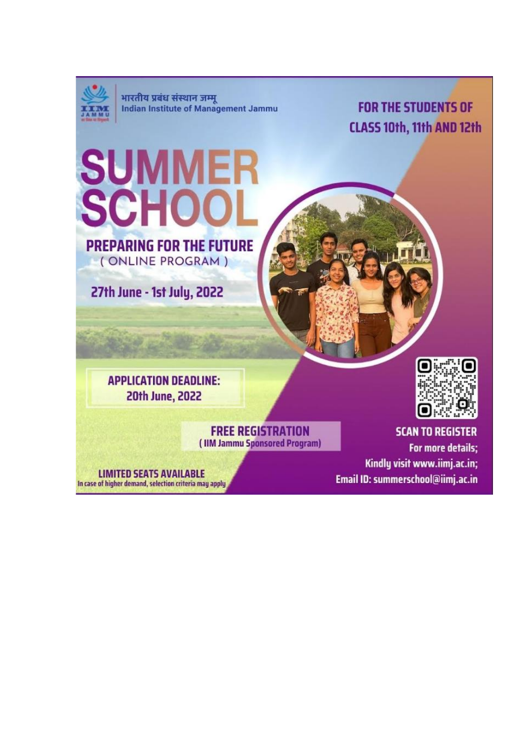भारतीय प्रबंध संस्थान जम्मू
Indian Institute of Management Jammu

**FOR THE STUDENTS OF CLASS 10th, 11th AND 12th**

# SUMMER SCHOOL

## PREPARING FOR THE FUTURE

( ONLINE PROGRAM )

**27th June - 1st July, 2022**

**APPLICATION DEADLINE: 20th June, 2022**

**FREE REGISTRATION**
(IIM Jammu Sponsored Program)

**LIMITED SEATS AVAILABLE**
In case of higher demand, selection criteria may apply

**SCAN TO REGISTER**

For more details;
Kindly visit www.iimj.ac.in;
Email ID: summerschool@iimj.ac.in